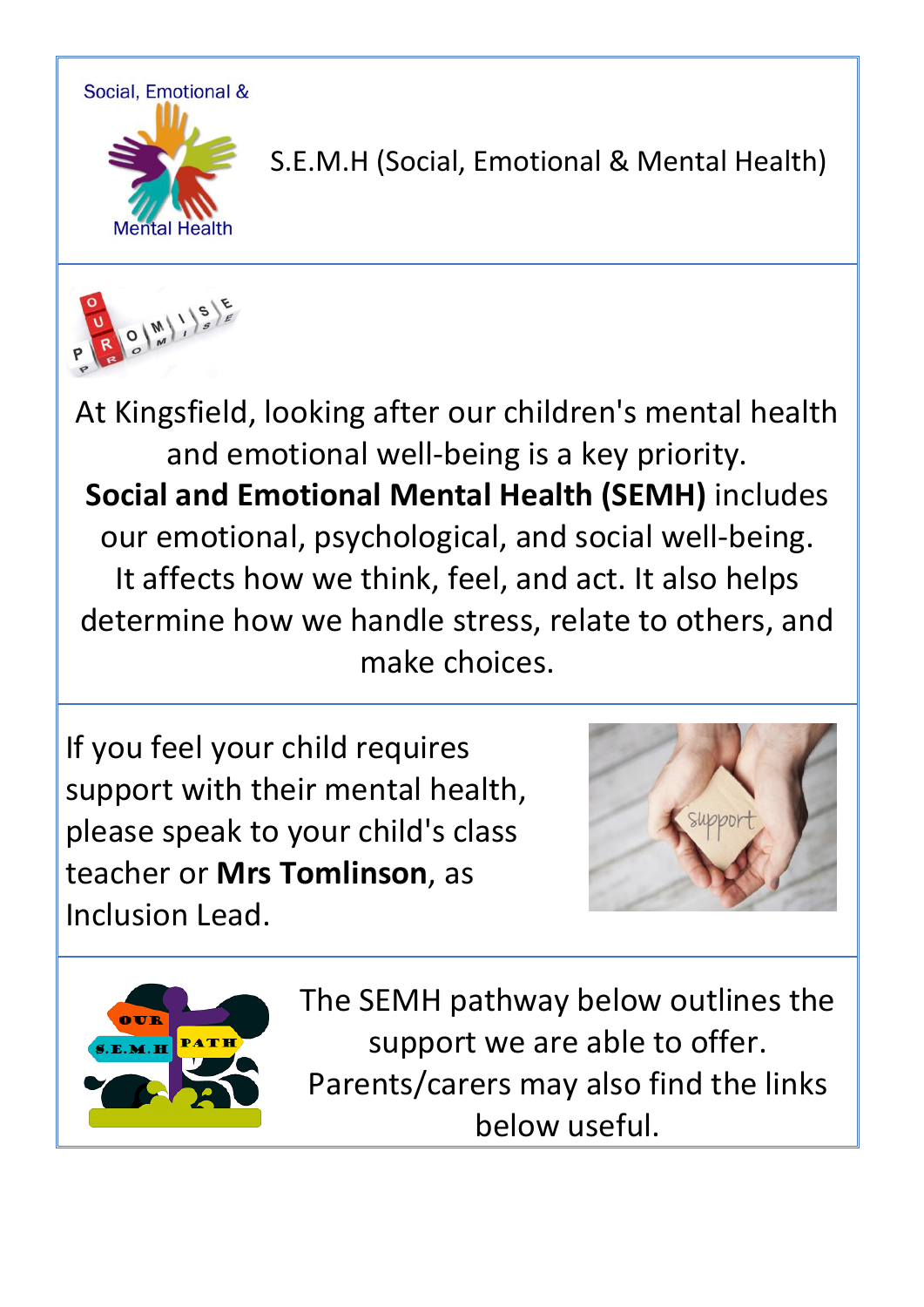# S.E.M.H (Social, Emotional & Mental Health)

At Kingsfield, looking after our children's mental health and emotional well-being is a key priority. **Social and Emotional Mental Health (SEMH)** includes our emotional, psychological, and social well-being. It affects how we think, feel, and act. It also helps determine how we handle stress, relate to others, and make choices.

If you feel your child requires support with their mental health, please speak to your child's class teacher or **Mrs Tomlinson**, as Inclusion Lead.

The SEMH pathway below outlines the support we are able to offer. Parents/carers may also find the links below useful.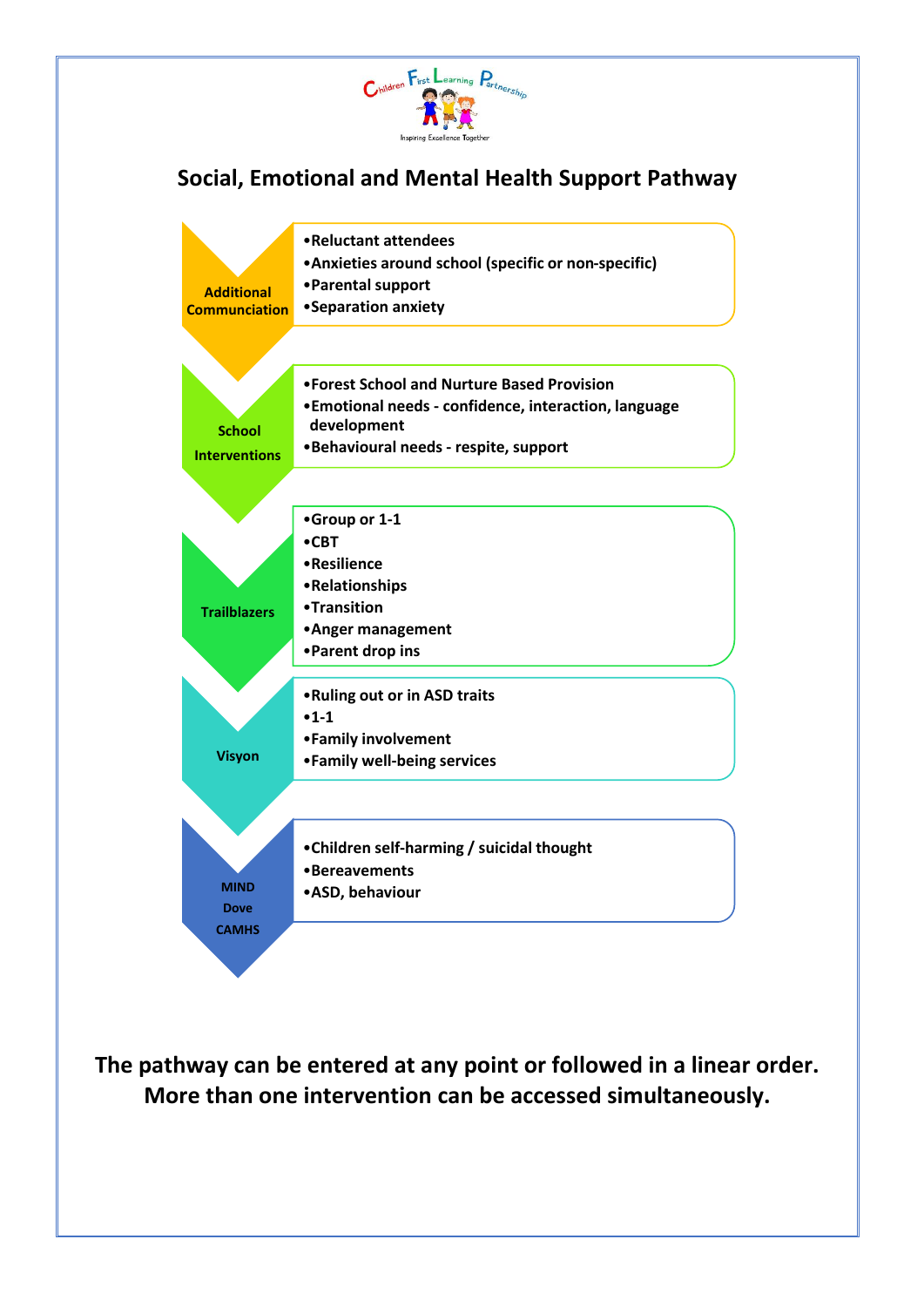Children First Learning Partnership

Inspiring Excellence Together

# Social, Emotional and Mental Health Support Pathway

**Additional Communication**

- Reluctant attendees
- Anxieties around school (specific or non-specific)
- Parental support
- Separation anxiety

**School Interventions**

- Forest School and Nurture Based Provision
- Emotional needs - confidence, interaction, language development
- Behavioural needs - respite, support

**Trailblazers**

- Group or 1-1
- CBT
- Resilience
- Relationships
- Transition
- Anger management
- Parent drop ins

**Visyon**

- Ruling out or in ASD traits
- 1-1
- Family involvement
- Family well-being services

**MIND**
**Dove**
**CAMHS**

- Children self-harming / suicidal thought
- Bereavements
- ASD, behaviour

**The pathway can be entered at any point or followed in a linear order. More than one intervention can be accessed simultaneously.**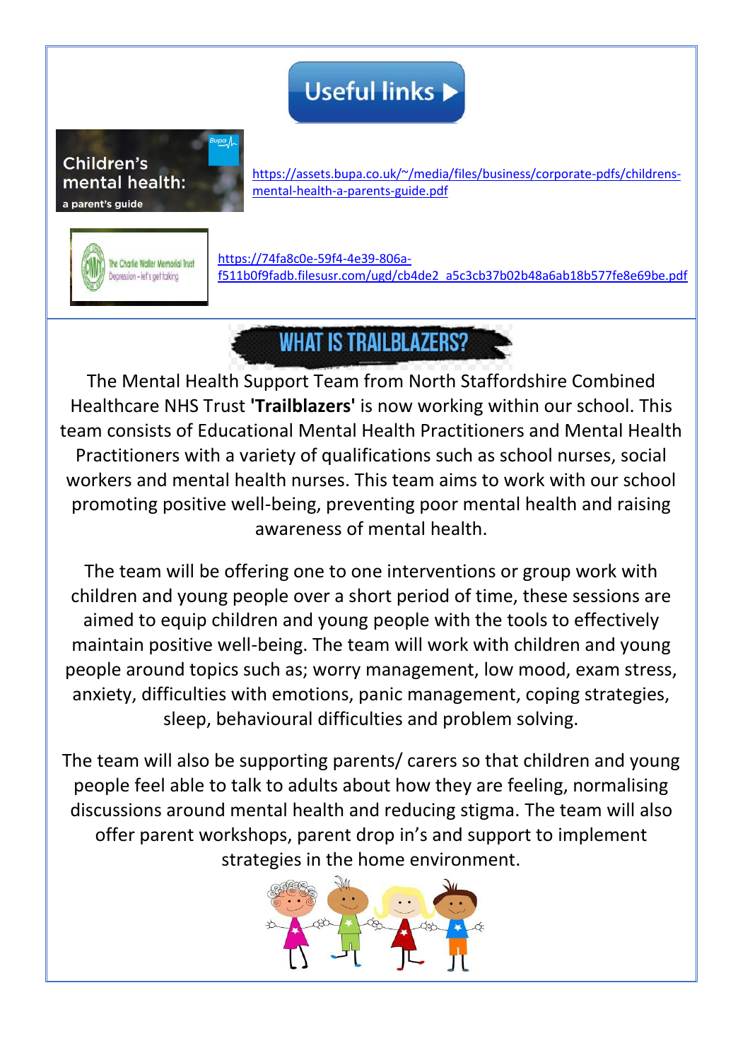## Useful links ▶

Children's mental health: a parent's guide

https://assets.bupa.co.uk/~/media/files/business/corporate-pdfs/childrens-mental-health-a-parents-guide.pdf

The Charlie Waller Memorial Trust
Depression – let's get talking

https://74fa8c0e-59f4-4e39-806a-f511b0f9fadb.filesusr.com/ugd/cb4de2_a5c3cb37b02b48a6ab18b577fe8e69be.pdf

## WHAT IS TRAILBLAZERS?

The Mental Health Support Team from North Staffordshire Combined Healthcare NHS Trust **'Trailblazers'** is now working within our school. This team consists of Educational Mental Health Practitioners and Mental Health Practitioners with a variety of qualifications such as school nurses, social workers and mental health nurses. This team aims to work with our school promoting positive well-being, preventing poor mental health and raising awareness of mental health.

The team will be offering one to one interventions or group work with children and young people over a short period of time, these sessions are aimed to equip children and young people with the tools to effectively maintain positive well-being. The team will work with children and young people around topics such as; worry management, low mood, exam stress, anxiety, difficulties with emotions, panic management, coping strategies, sleep, behavioural difficulties and problem solving.

The team will also be supporting parents/ carers so that children and young people feel able to talk to adults about how they are feeling, normalising discussions around mental health and reducing stigma. The team will also offer parent workshops, parent drop in's and support to implement strategies in the home environment.